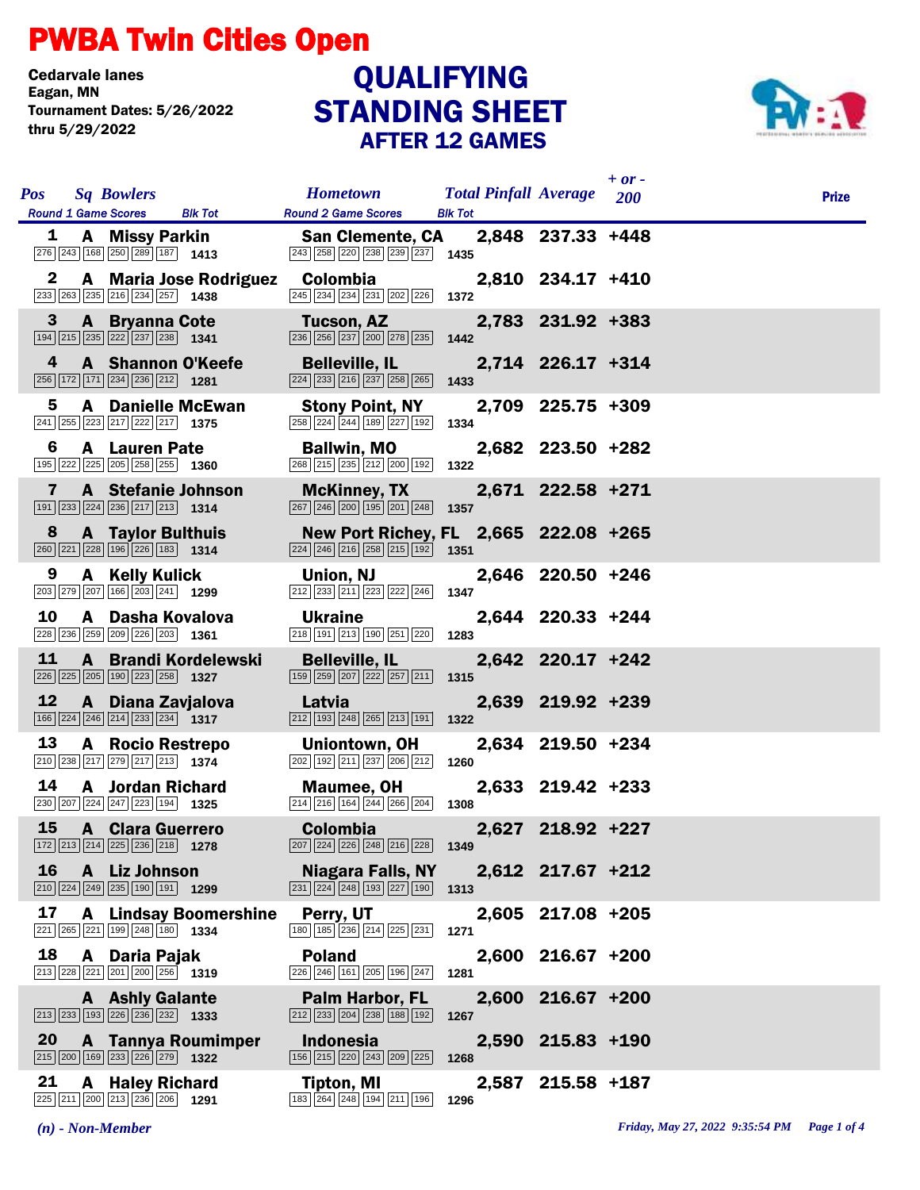# PWBA Twin Cities Open

Cedarvale lanes
Eagan, MN
Tournament Dates: 5/26/2022 thru 5/29/2022

## QUALIFYING STANDING SHEET AFTER 12 GAMES

| Pos | Sq | Bowlers | Round 1 Game Scores | Blk Tot | Hometown | Round 2 Game Scores | Blk Tot | Total Pinfall | Average | + or - 200 | Prize |
|---|---|---|---|---|---|---|---|---|---|---|---|
| 1 | A | Missy Parkin | 276 243 168 250 289 187 | 1413 | San Clemente, CA | 243 258 220 238 239 237 | 1435 | 2,848 | 237.33 | +448 | |
| 2 | A | Maria Jose Rodriguez | 233 263 235 216 234 257 | 1438 | Colombia | 245 234 234 231 202 226 | 1372 | 2,810 | 234.17 | +410 | |
| 3 | A | Bryanna Cote | 194 215 235 222 237 238 | 1341 | Tucson, AZ | 236 256 237 200 278 235 | 1442 | 2,783 | 231.92 | +383 | |
| 4 | A | Shannon O'Keefe | 256 172 171 234 236 212 | 1281 | Belleville, IL | 224 233 216 237 258 265 | 1433 | 2,714 | 226.17 | +314 | |
| 5 | A | Danielle McEwan | 241 255 223 217 222 217 | 1375 | Stony Point, NY | 258 224 244 189 227 192 | 1334 | 2,709 | 225.75 | +309 | |
| 6 | A | Lauren Pate | 195 222 225 205 258 255 | 1360 | Ballwin, MO | 268 215 235 212 200 192 | 1322 | 2,682 | 223.50 | +282 | |
| 7 | A | Stefanie Johnson | 191 233 224 236 217 213 | 1314 | McKinney, TX | 267 246 200 195 201 248 | 1357 | 2,671 | 222.58 | +271 | |
| 8 | A | Taylor Bulthuis | 260 221 228 196 226 183 | 1314 | New Port Richey, FL | 224 246 216 258 215 192 | 1351 | 2,665 | 222.08 | +265 | |
| 9 | A | Kelly Kulick | 203 279 207 166 203 241 | 1299 | Union, NJ | 212 233 211 223 222 246 | 1347 | 2,646 | 220.50 | +246 | |
| 10 | A | Dasha Kovalova | 228 236 259 209 226 203 | 1361 | Ukraine | 218 191 213 190 251 220 | 1283 | 2,644 | 220.33 | +244 | |
| 11 | A | Brandi Kordelewski | 226 225 205 190 223 258 | 1327 | Belleville, IL | 159 259 207 222 257 211 | 1315 | 2,642 | 220.17 | +242 | |
| 12 | A | Diana Zavjalova | 166 224 246 214 233 234 | 1317 | Latvia | 212 193 248 265 213 191 | 1322 | 2,639 | 219.92 | +239 | |
| 13 | A | Rocio Restrepo | 210 238 217 279 217 213 | 1374 | Uniontown, OH | 202 192 211 237 206 212 | 1260 | 2,634 | 219.50 | +234 | |
| 14 | A | Jordan Richard | 230 207 224 247 223 194 | 1325 | Maumee, OH | 214 216 164 244 266 204 | 1308 | 2,633 | 219.42 | +233 | |
| 15 | A | Clara Guerrero | 172 213 214 225 236 218 | 1278 | Colombia | 207 224 226 248 216 228 | 1349 | 2,627 | 218.92 | +227 | |
| 16 | A | Liz Johnson | 210 224 249 235 190 191 | 1299 | Niagara Falls, NY | 231 224 248 193 227 190 | 1313 | 2,612 | 217.67 | +212 | |
| 17 | A | Lindsay Boomershine | 221 265 221 199 248 180 | 1334 | Perry, UT | 180 185 236 214 225 231 | 1271 | 2,605 | 217.08 | +205 | |
| 18 | A | Daria Pajak | 213 228 221 201 200 256 | 1319 | Poland | 226 246 161 205 196 247 | 1281 | 2,600 | 216.67 | +200 | |
| | A | Ashly Galante | 213 233 193 226 236 232 | 1333 | Palm Harbor, FL | 212 233 204 238 188 192 | 1267 | 2,600 | 216.67 | +200 | |
| 20 | A | Tannya Roumimper | 215 200 169 233 226 279 | 1322 | Indonesia | 156 215 220 243 209 225 | 1268 | 2,590 | 215.83 | +190 | |
| 21 | A | Haley Richard | 225 211 200 213 236 206 | 1291 | Tipton, MI | 183 264 248 194 211 196 | 1296 | 2,587 | 215.58 | +187 | |

*(n) - Non-Member*

*Friday, May 27, 2022 9:35:54 PM*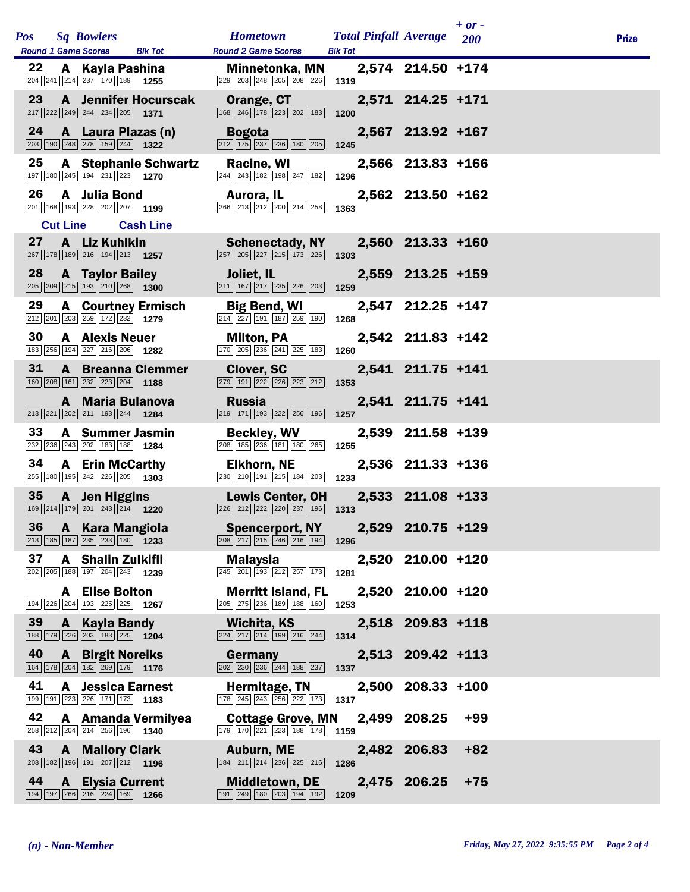| Pos | Sq | Bowlers | Hometown | Total Pinfall | Average | + or - 200 | Prize |
|---|---|---|---|---|---|---|---|
| | | Round 1 Game Scores / Blk Tot | Round 2 Game Scores / Blk Tot | | | | |
| 22 | A | Kayla Pashina | Minnetonka, MN | 2,574 | 214.50 | +174 | |
| | | 204 241 214 237 170 189 1255 | 229 203 248 205 208 226 1319 | | | | |
| 23 | A | Jennifer Hocurscak | Orange, CT | 2,571 | 214.25 | +171 | |
| | | 217 222 249 244 234 205 1371 | 168 246 178 223 202 183 1200 | | | | |
| 24 | A | Laura Plazas (n) | Bogota | 2,567 | 213.92 | +167 | |
| | | 203 190 248 278 159 244 1322 | 212 175 237 236 180 205 1245 | | | | |
| 25 | A | Stephanie Schwartz | Racine, WI | 2,566 | 213.83 | +166 | |
| | | 197 180 245 194 231 223 1270 | 244 243 182 198 247 182 1296 | | | | |
| 26 | A | Julia Bond | Aurora, IL | 2,562 | 213.50 | +162 | |
| | | 201 168 193 228 202 207 1199 | 266 213 212 200 214 258 1363 | | | | |
| | | Cut Line / Cash Line | | | | | |
| 27 | A | Liz Kuhlkin | Schenectady, NY | 2,560 | 213.33 | +160 | |
| | | 267 178 189 216 194 213 1257 | 257 205 227 215 173 226 1303 | | | | |
| 28 | A | Taylor Bailey | Joliet, IL | 2,559 | 213.25 | +159 | |
| | | 205 209 215 193 210 268 1300 | 211 167 217 235 226 203 1259 | | | | |
| 29 | A | Courtney Ermisch | Big Bend, WI | 2,547 | 212.25 | +147 | |
| | | 212 201 203 259 172 232 1279 | 214 227 191 187 259 190 1268 | | | | |
| 30 | A | Alexis Neuer | Milton, PA | 2,542 | 211.83 | +142 | |
| | | 183 256 194 227 216 206 1282 | 170 205 236 241 225 183 1260 | | | | |
| 31 | A | Breanna Clemmer | Clover, SC | 2,541 | 211.75 | +141 | |
| | | 160 208 161 232 223 204 1188 | 279 191 222 226 223 212 1353 | | | | |
| | A | Maria Bulanova | Russia | 2,541 | 211.75 | +141 | |
| | | 213 221 202 211 193 244 1284 | 219 171 193 222 256 196 1257 | | | | |
| 33 | A | Summer Jasmin | Beckley, WV | 2,539 | 211.58 | +139 | |
| | | 232 236 243 202 183 188 1284 | 208 185 236 181 180 265 1255 | | | | |
| 34 | A | Erin McCarthy | Elkhorn, NE | 2,536 | 211.33 | +136 | |
| | | 255 180 195 242 226 205 1303 | 230 210 191 215 184 203 1233 | | | | |
| 35 | A | Jen Higgins | Lewis Center, OH | 2,533 | 211.08 | +133 | |
| | | 169 214 179 201 243 214 1220 | 226 212 222 220 237 196 1313 | | | | |
| 36 | A | Kara Mangiola | Spencerport, NY | 2,529 | 210.75 | +129 | |
| | | 213 185 187 235 233 180 1233 | 208 217 215 246 216 194 1296 | | | | |
| 37 | A | Shalin Zulkifli | Malaysia | 2,520 | 210.00 | +120 | |
| | | 202 205 188 197 204 243 1239 | 245 201 193 212 257 173 1281 | | | | |
| | A | Elise Bolton | Merritt Island, FL | 2,520 | 210.00 | +120 | |
| | | 194 226 204 193 225 225 1267 | 205 275 236 189 188 160 1253 | | | | |
| 39 | A | Kayla Bandy | Wichita, KS | 2,518 | 209.83 | +118 | |
| | | 188 179 226 203 183 225 1204 | 224 217 214 199 216 244 1314 | | | | |
| 40 | A | Birgit Noreiks | Germany | 2,513 | 209.42 | +113 | |
| | | 164 178 204 182 269 179 1176 | 202 230 236 244 188 237 1337 | | | | |
| 41 | A | Jessica Earnest | Hermitage, TN | 2,500 | 208.33 | +100 | |
| | | 199 191 223 226 171 173 1183 | 178 245 243 256 222 173 1317 | | | | |
| 42 | A | Amanda Vermilyea | Cottage Grove, MN | 2,499 | 208.25 | +99 | |
| | | 258 212 204 214 256 196 1340 | 179 170 221 223 188 178 1159 | | | | |
| 43 | A | Mallory Clark | Auburn, ME | 2,482 | 206.83 | +82 | |
| | | 208 182 196 191 207 212 1196 | 184 211 214 236 225 216 1286 | | | | |
| 44 | A | Elysia Current | Middletown, DE | 2,475 | 206.25 | +75 | |
| | | 194 197 266 216 224 169 1266 | 191 249 180 203 194 192 1209 | | | | |

*(n) - Non-Member*

*Friday, May 27, 2022 9:35:55 PM*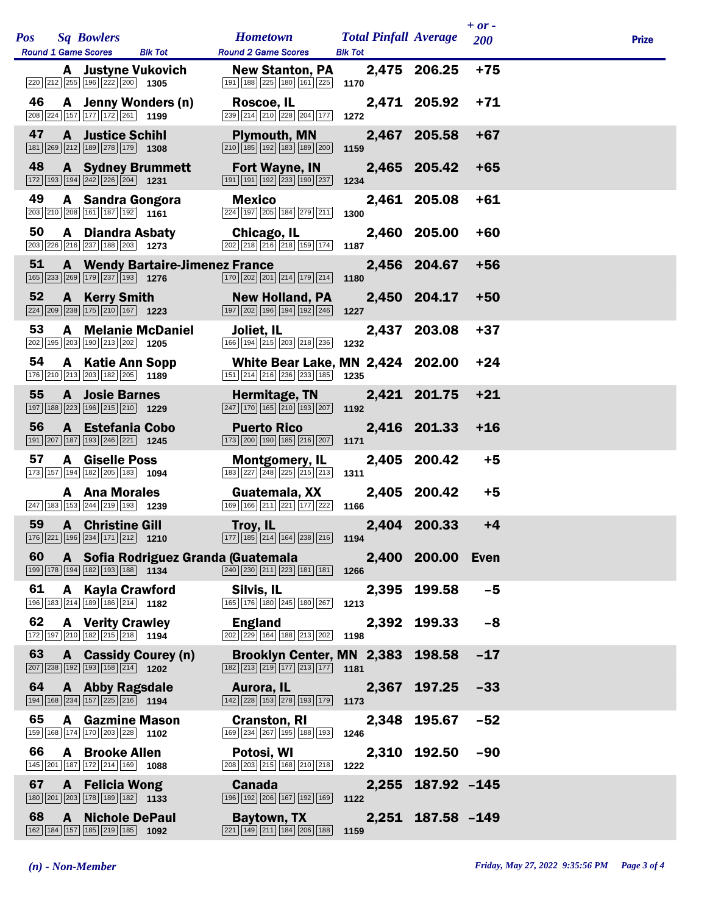| Pos | Sq | Bowlers | Hometown | Total Pinfall | Average | + or - 200 | Prize |
|---|---|---|---|---|---|---|---|
| | | Round 1 Game Scores / Blk Tot | Round 2 Game Scores / Blk Tot | | | | |
| | A | Justyne Vukovich | New Stanton, PA | 2,475 | 206.25 | +75 | |
| | | 220 212 255 196 222 200 1305 | 191 188 225 180 161 225 1170 | | | | |
| 46 | A | Jenny Wonders (n) | Roscoe, IL | 2,471 | 205.92 | +71 | |
| | | 208 224 157 177 172 261 1199 | 239 214 210 228 204 177 1272 | | | | |
| 47 | A | Justice Schihl | Plymouth, MN | 2,467 | 205.58 | +67 | |
| | | 181 269 212 189 278 179 1308 | 210 185 192 183 189 200 1159 | | | | |
| 48 | A | Sydney Brummett | Fort Wayne, IN | 2,465 | 205.42 | +65 | |
| | | 172 193 194 242 226 204 1231 | 191 191 192 233 190 237 1234 | | | | |
| 49 | A | Sandra Gongora | Mexico | 2,461 | 205.08 | +61 | |
| | | 203 210 208 161 187 192 1161 | 224 197 205 184 279 211 1300 | | | | |
| 50 | A | Diandra Asbaty | Chicago, IL | 2,460 | 205.00 | +60 | |
| | | 203 226 216 237 188 203 1273 | 202 218 216 218 159 174 1187 | | | | |
| 51 | A | Wendy Bartaire-Jimenez | France | 2,456 | 204.67 | +56 | |
| | | 165 233 269 179 237 193 1276 | 170 202 201 214 179 214 1180 | | | | |
| 52 | A | Kerry Smith | New Holland, PA | 2,450 | 204.17 | +50 | |
| | | 224 209 238 175 210 167 1223 | 197 202 196 194 192 246 1227 | | | | |
| 53 | A | Melanie McDaniel | Joliet, IL | 2,437 | 203.08 | +37 | |
| | | 202 195 203 190 213 202 1205 | 166 194 215 203 218 236 1232 | | | | |
| 54 | A | Katie Ann Sopp | White Bear Lake, MN | 2,424 | 202.00 | +24 | |
| | | 176 210 213 203 182 205 1189 | 151 214 216 236 233 185 1235 | | | | |
| 55 | A | Josie Barnes | Hermitage, TN | 2,421 | 201.75 | +21 | |
| | | 197 188 223 196 215 210 1229 | 247 170 165 210 193 207 1192 | | | | |
| 56 | A | Estefania Cobo | Puerto Rico | 2,416 | 201.33 | +16 | |
| | | 191 207 187 193 246 221 1245 | 173 200 190 185 216 207 1171 | | | | |
| 57 | A | Giselle Poss | Montgomery, IL | 2,405 | 200.42 | +5 | |
| | | 173 157 194 182 205 183 1094 | 183 227 248 225 215 213 1311 | | | | |
| | A | Ana Morales | Guatemala, XX | 2,405 | 200.42 | +5 | |
| | | 247 183 153 244 219 193 1239 | 169 166 211 221 177 222 1166 | | | | |
| 59 | A | Christine Gill | Troy, IL | 2,404 | 200.33 | +4 | |
| | | 176 221 196 234 171 212 1210 | 177 185 214 164 238 216 1194 | | | | |
| 60 | A | Sofia Rodriguez Granda ( | Guatemala | 2,400 | 200.00 | Even | |
| | | 199 178 194 182 193 188 1134 | 240 230 211 223 181 181 1266 | | | | |
| 61 | A | Kayla Crawford | Silvis, IL | 2,395 | 199.58 | -5 | |
| | | 196 183 214 189 186 214 1182 | 165 176 180 245 180 267 1213 | | | | |
| 62 | A | Verity Crawley | England | 2,392 | 199.33 | -8 | |
| | | 172 197 210 182 215 218 1194 | 202 229 164 188 213 202 1198 | | | | |
| 63 | A | Cassidy Courey (n) | Brooklyn Center, MN | 2,383 | 198.58 | -17 | |
| | | 207 238 192 193 158 214 1202 | 182 213 219 177 213 177 1181 | | | | |
| 64 | A | Abby Ragsdale | Aurora, IL | 2,367 | 197.25 | -33 | |
| | | 194 168 234 157 225 216 1194 | 142 228 153 278 193 179 1173 | | | | |
| 65 | A | Gazmine Mason | Cranston, RI | 2,348 | 195.67 | -52 | |
| | | 159 168 174 170 203 228 1102 | 169 234 267 195 188 193 1246 | | | | |
| 66 | A | Brooke Allen | Potosi, WI | 2,310 | 192.50 | -90 | |
| | | 145 201 187 172 214 169 1088 | 208 203 215 168 210 218 1222 | | | | |
| 67 | A | Felicia Wong | Canada | 2,255 | 187.92 | -145 | |
| | | 180 201 203 178 189 182 1133 | 196 192 206 167 192 169 1122 | | | | |
| 68 | A | Nichole DePaul | Baytown, TX | 2,251 | 187.58 | -149 | |
| | | 162 184 157 185 219 185 1092 | 221 149 211 184 206 188 1159 | | | | |

*(n) - Non-Member*

*Friday, May 27, 2022 9:35:56 PM*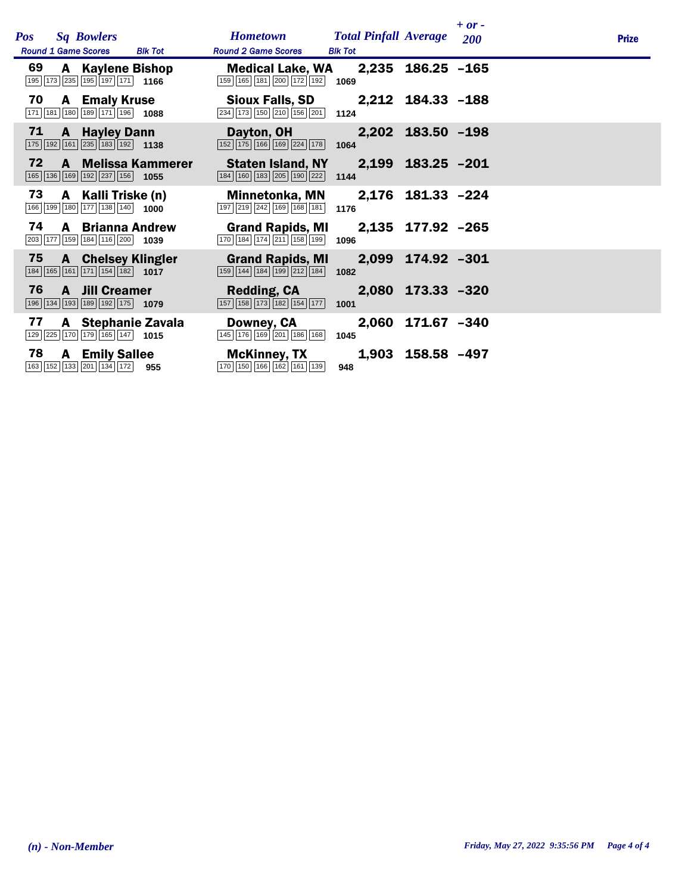| Pos | Sq | Bowlers | Hometown | Total Pinfall | Average | + or - 200 | Prize |
|---|---|---|---|---|---|---|---|
| | | Round 1 Game Scores / Blk Tot | Round 2 Game Scores / Blk Tot | | | | |
| 69 | A | Kaylene Bishop | Medical Lake, WA | 2,235 | 186.25 | -165 | |
| | | 195 173 235 195 197 171 1166 | 159 165 181 200 172 192 1069 | | | | |
| 70 | A | Emaly Kruse | Sioux Falls, SD | 2,212 | 184.33 | -188 | |
| | | 171 181 180 189 171 196 1088 | 234 173 150 210 156 201 1124 | | | | |
| 71 | A | Hayley Dann | Dayton, OH | 2,202 | 183.50 | -198 | |
| | | 175 192 161 235 183 192 1138 | 152 175 166 169 224 178 1064 | | | | |
| 72 | A | Melissa Kammerer | Staten Island, NY | 2,199 | 183.25 | -201 | |
| | | 165 136 169 192 237 156 1055 | 184 160 183 205 190 222 1144 | | | | |
| 73 | A | Kalli Triske (n) | Minnetonka, MN | 2,176 | 181.33 | -224 | |
| | | 166 199 180 177 138 140 1000 | 197 219 242 169 168 181 1176 | | | | |
| 74 | A | Brianna Andrew | Grand Rapids, MI | 2,135 | 177.92 | -265 | |
| | | 203 177 159 184 116 200 1039 | 170 184 174 211 158 199 1096 | | | | |
| 75 | A | Chelsey Klingler | Grand Rapids, MI | 2,099 | 174.92 | -301 | |
| | | 184 165 161 171 154 182 1017 | 159 144 184 199 212 184 1082 | | | | |
| 76 | A | Jill Creamer | Redding, CA | 2,080 | 173.33 | -320 | |
| | | 196 134 193 189 192 175 1079 | 157 158 173 182 154 177 1001 | | | | |
| 77 | A | Stephanie Zavala | Downey, CA | 2,060 | 171.67 | -340 | |
| | | 129 225 170 179 165 147 1015 | 145 176 169 201 186 168 1045 | | | | |
| 78 | A | Emily Sallee | McKinney, TX | 1,903 | 158.58 | -497 | |
| | | 163 152 133 201 134 172 955 | 170 150 166 162 161 139 948 | | | | |

*(n) - Non-Member*

*Friday, May 27, 2022 9:35:56 PM*